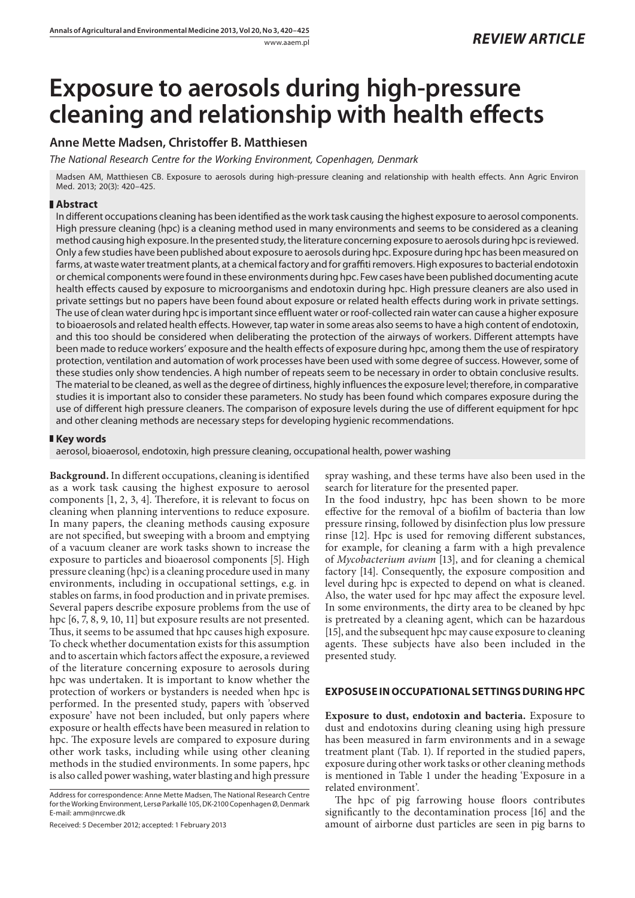# Exposure to aerosols during high-pressure cleaning and relationship with health effects

## Anne Mette Madsen, Christoffer B. Matthiesen

*The National Research Centre for the Working Environment, Copenhagen, Denmark*

Madsen AM, Matthiesen CB. Exposure to aerosols during high-pressure cleaning and relationship with health effects. Ann Agric Environ Med. 2013; 20(3): 420–425.

## Abstract

In different occupations cleaning has been identified as the work task causing the highest exposure to aerosol components. High pressure cleaning (hpc) is a cleaning method used in many environments and seems to be considered as a cleaning method causing high exposure. In the presented study, the literature concerning exposure to aerosols during hpc is reviewed. Only a few studies have been published about exposure to aerosols during hpc. Exposure during hpc has been measured on farms, at waste water treatment plants, at a chemical factory and for graffiti removers. High exposures to bacterial endotoxin or chemical components were found in these environments during hpc. Few cases have been published documenting acute health effects caused by exposure to microorganisms and endotoxin during hpc. High pressure cleaners are also used in private settings but no papers have been found about exposure or related health effects during work in private settings. The use of clean water during hpc is important since effluent water or roof-collected rain water can cause a higher exposure to bioaerosols and related health effects. However, tap water in some areas also seems to have a high content of endotoxin, and this too should be considered when deliberating the protection of the airways of workers. Different attempts have been made to reduce workers' exposure and the health effects of exposure during hpc, among them the use of respiratory protection, ventilation and automation of work processes have been used with some degree of success. However, some of these studies only show tendencies. A high number of repeats seem to be necessary in order to obtain conclusive results. The material to be cleaned, as well as the degree of dirtiness, highly influences the exposure level; therefore, in comparative studies it is important also to consider these parameters. No study has been found which compares exposure during the use of different high pressure cleaners. The comparison of exposure levels during the use of different equipment for hpc and other cleaning methods are necessary steps for developing hygienic recommendations.

## Key words

aerosol, bioaerosol, endotoxin, high pressure cleaning, occupational health, power washing

**Background.** In different occupations, cleaning is identified as a work task causing the highest exposure to aerosol components [1, 2, 3, 4]. Therefore, it is relevant to focus on cleaning when planning interventions to reduce exposure. In many papers, the cleaning methods causing exposure are not specified, but sweeping with a broom and emptying of a vacuum cleaner are work tasks shown to increase the exposure to particles and bioaerosol components [5]. High pressure cleaning (hpc) is a cleaning procedure used in many environments, including in occupational settings, e.g. in stables on farms, in food production and in private premises. Several papers describe exposure problems from the use of hpc [6, 7, 8, 9, 10, 11] but exposure results are not presented. Thus, it seems to be assumed that hpc causes high exposure. To check whether documentation exists for this assumption and to ascertain which factors affect the exposure, a reviewed of the literature concerning exposure to aerosols during hpc was undertaken. It is important to know whether the protection of workers or bystanders is needed when hpc is performed. In the presented study, papers with 'observed exposure' have not been included, but only papers where exposure or health effects have been measured in relation to hpc. The exposure levels are compared to exposure during other work tasks, including while using other cleaning methods in the studied environments. In some papers, hpc is also called power washing, water blasting and high pressure spray washing, and these terms have also been used in the search for literature for the presented paper.

In the food industry, hpc has been shown to be more effective for the removal of a biofilm of bacteria than low pressure rinsing, followed by disinfection plus low pressure rinse [12]. Hpc is used for removing different substances, for example, for cleaning a farm with a high prevalence of *Mycobacterium avium* [13], and for cleaning a chemical factory [14]. Consequently, the exposure composition and level during hpc is expected to depend on what is cleaned. Also, the water used for hpc may affect the exposure level. In some environments, the dirty area to be cleaned by hpc is pretreated by a cleaning agent, which can be hazardous [15], and the subsequent hpc may cause exposure to cleaning agents. These subjects have also been included in the presented study.

## EXPOSUSE IN OCCUPATIONAL SETTINGS DURING HPC

**Exposure to dust, endotoxin and bacteria.** Exposure to dust and endotoxins during cleaning using high pressure has been measured in farm environments and in a sewage treatment plant (Tab. 1). If reported in the studied papers, exposure during other work tasks or other cleaning methods is mentioned in Table 1 under the heading 'Exposure in a related environment'.

The hpc of pig farrowing house floors contributes significantly to the decontamination process [16] and the amount of airborne dust particles are seen in pig barns to

Address for correspondence: Anne Mette Madsen, The National Research Centre for the Working Environment, Lersø Parkallé 105, DK-2100 Copenhagen Ø, Denmark
E-mail: amm@nrcwe.dk

Received: 5 December 2012; accepted: 1 February 2013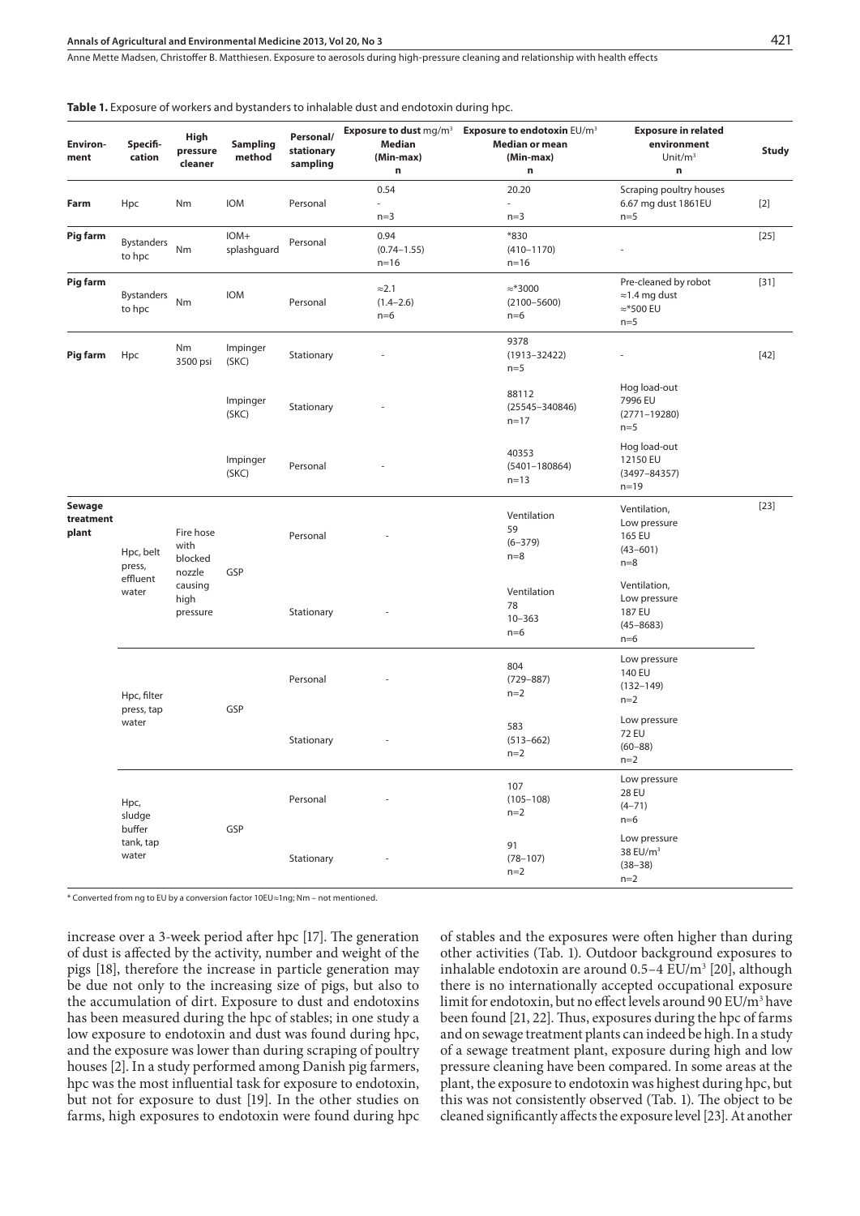**Table 1.** Exposure of workers and bystanders to inhalable dust and endotoxin during hpc.

| Environment | Specification | High pressure cleaner | Sampling method | Personal/ stationary sampling | Exposure to dust mg/m³ Median (Min-max) n | Exposure to endotoxin EU/m³ Median or mean (Min-max) n | Exposure in related environment Unit/m³ n | Study |
|---|---|---|---|---|---|---|---|---|
| Farm | Hpc | Nm | IOM | Personal | 0.54 - n=3 | 20.20 - n=3 | Scraping poultry houses 6.67 mg dust 1861EU n=5 | [2] |
| Pig farm | Bystanders to hpc | Nm | IOM+ splashguard | Personal | 0.94 (0.74–1.55) n=16 | *830 (410–1170) n=16 | - | [25] |
| Pig farm | Bystanders to hpc | Nm | IOM | Personal | ≈2.1 (1.4–2.6) n=6 | ≈*3000 (2100–5600) n=6 | Pre-cleaned by robot ≈1.4 mg dust ≈*500 EU n=5 | [31] |
| Pig farm | Hpc | Nm 3500 psi | Impinger (SKC) | Stationary | - | 9378 (1913–32422) n=5 | - | [42] |
| | | | Impinger (SKC) | Stationary | - | 88112 (25545–340846) n=17 | Hog load-out 7996 EU (2771–19280) n=5 | |
| | | | Impinger (SKC) | Personal | - | 40353 (5401–180864) n=13 | Hog load-out 12150 EU (3497–84357) n=19 | |
| Sewage treatment plant | Hpc, belt press, effluent water | Fire hose with blocked nozzle causing high pressure | GSP | Personal | - | Ventilation 59 (6–379) n=8 | Ventilation, Low pressure 165 EU (43–601) n=8 | [23] |
| | | | | Stationary | - | Ventilation 78 10–363 n=6 | Ventilation, Low pressure 187 EU (45–8683) n=6 | |
| | Hpc, filter press, tap water | | GSP | Personal | - | 804 (729–887) n=2 | Low pressure 140 EU (132–149) n=2 | |
| | | | | Stationary | - | 583 (513–662) n=2 | Low pressure 72 EU (60–88) n=2 | |
| | Hpc, sludge buffer tank, tap water | | GSP | Personal | - | 107 (105–108) n=2 | Low pressure 28 EU (4–71) n=6 | |
| | | | | Stationary | - | 91 (78–107) n=2 | Low pressure 38 EU/m³ (38–38) n=2 | |

\* Converted from ng to EU by a conversion factor 10EU≈1ng; Nm – not mentioned.

increase over a 3-week period after hpc [17]. The generation of dust is affected by the activity, number and weight of the pigs [18], therefore the increase in particle generation may be due not only to the increasing size of pigs, but also to the accumulation of dirt. Exposure to dust and endotoxins has been measured during the hpc of stables; in one study a low exposure to endotoxin and dust was found during hpc, and the exposure was lower than during scraping of poultry houses [2]. In a study performed among Danish pig farmers, hpc was the most influential task for exposure to endotoxin, but not for exposure to dust [19]. In the other studies on farms, high exposures to endotoxin were found during hpc of stables and the exposures were often higher than during other activities (Tab. 1). Outdoor background exposures to inhalable endotoxin are around 0.5–4 EU/m³ [20], although there is no internationally accepted occupational exposure limit for endotoxin, but no effect levels around 90 EU/m³ have been found [21, 22]. Thus, exposures during the hpc of farms and on sewage treatment plants can indeed be high. In a study of a sewage treatment plant, exposure during high and low pressure cleaning have been compared. In some areas at the plant, the exposure to endotoxin was highest during hpc, but this was not consistently observed (Tab. 1). The object to be cleaned significantly affects the exposure level [23]. At another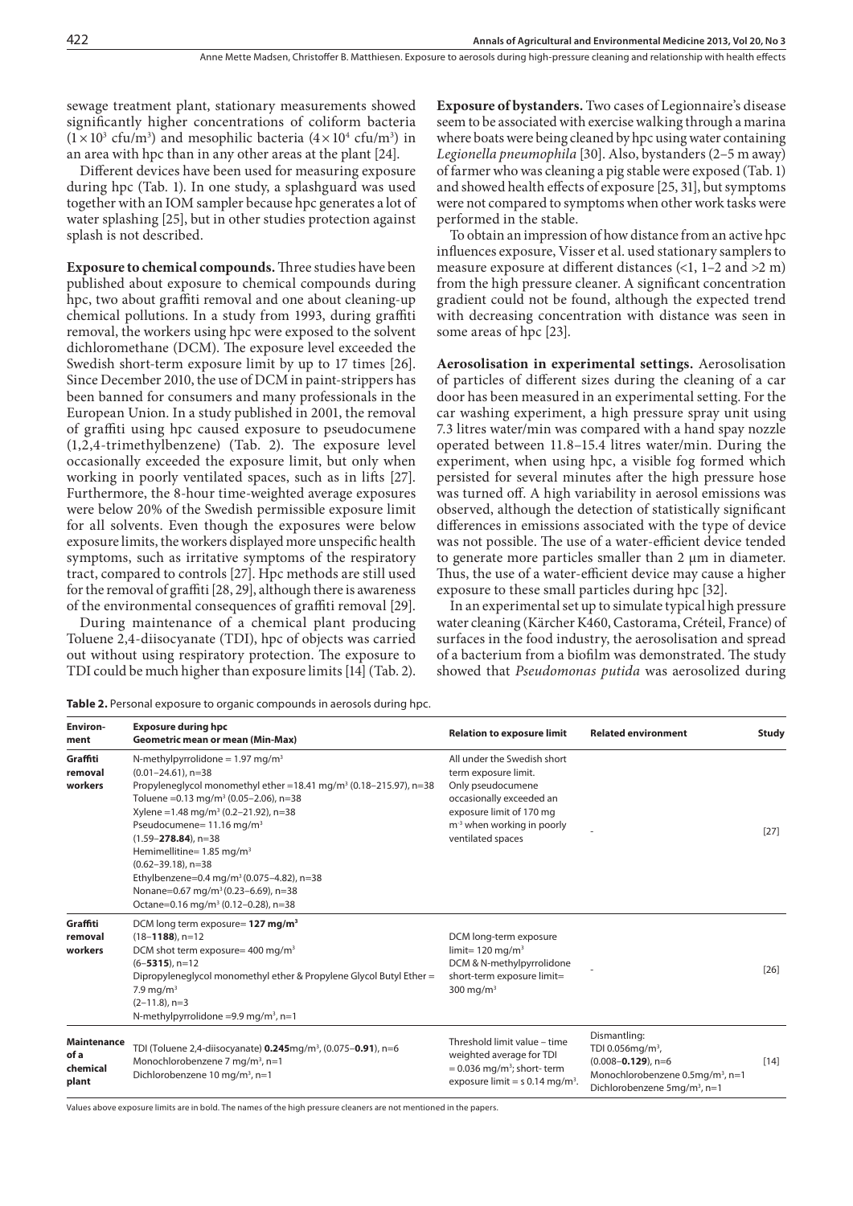sewage treatment plant, stationary measurements showed significantly higher concentrations of coliform bacteria ($1 \times 10^3$ cfu/m$^3$) and mesophilic bacteria ($4 \times 10^4$ cfu/m$^3$) in an area with hpc than in any other areas at the plant [24].

Different devices have been used for measuring exposure during hpc (Tab. 1). In one study, a splashguard was used together with an IOM sampler because hpc generates a lot of water splashing [25], but in other studies protection against splash is not described.

**Exposure to chemical compounds.** Three studies have been published about exposure to chemical compounds during hpc, two about graffiti removal and one about cleaning-up chemical pollutions. In a study from 1993, during graffiti removal, the workers using hpc were exposed to the solvent dichloromethane (DCM). The exposure level exceeded the Swedish short-term exposure limit by up to 17 times [26]. Since December 2010, the use of DCM in paint-strippers has been banned for consumers and many professionals in the European Union. In a study published in 2001, the removal of graffiti using hpc caused exposure to pseudocumene (1,2,4-trimethylbenzene) (Tab. 2). The exposure level occasionally exceeded the exposure limit, but only when working in poorly ventilated spaces, such as in lifts [27]. Furthermore, the 8-hour time-weighted average exposures were below 20% of the Swedish permissible exposure limit for all solvents. Even though the exposures were below exposure limits, the workers displayed more unspecific health symptoms, such as irritative symptoms of the respiratory tract, compared to controls [27]. Hpc methods are still used for the removal of graffiti [28, 29], although there is awareness of the environmental consequences of graffiti removal [29].

During maintenance of a chemical plant producing Toluene 2,4-diisocyanate (TDI), hpc of objects was carried out without using respiratory protection. The exposure to TDI could be much higher than exposure limits [14] (Tab. 2).

**Exposure of bystanders.** Two cases of Legionnaire's disease seem to be associated with exercise walking through a marina where boats were being cleaned by hpc using water containing *Legionella pneumophila* [30]. Also, bystanders (2–5 m away) of farmer who was cleaning a pig stable were exposed (Tab. 1) and showed health effects of exposure [25, 31], but symptoms were not compared to symptoms when other work tasks were performed in the stable.

To obtain an impression of how distance from an active hpc influences exposure, Visser et al. used stationary samplers to measure exposure at different distances (<1, 1–2 and >2 m) from the high pressure cleaner. A significant concentration gradient could not be found, although the expected trend with decreasing concentration with distance was seen in some areas of hpc [23].

**Aerosolisation in experimental settings.** Aerosolisation of particles of different sizes during the cleaning of a car door has been measured in an experimental setting. For the car washing experiment, a high pressure spray unit using 7.3 litres water/min was compared with a hand spay nozzle operated between 11.8–15.4 litres water/min. During the experiment, when using hpc, a visible fog formed which persisted for several minutes after the high pressure hose was turned off. A high variability in aerosol emissions was observed, although the detection of statistically significant differences in emissions associated with the type of device was not possible. The use of a water-efficient device tended to generate more particles smaller than 2 µm in diameter. Thus, the use of a water-efficient device may cause a higher exposure to these small particles during hpc [32].

In an experimental set up to simulate typical high pressure water cleaning (Kärcher K460, Castorama, Créteil, France) of surfaces in the food industry, the aerosolisation and spread of a bacterium from a biofilm was demonstrated. The study showed that *Pseudomonas putida* was aerosolized during

**Table 2.** Personal exposure to organic compounds in aerosols during hpc.

| Environment | Exposure during hpc Geometric mean or mean (Min-Max) | Relation to exposure limit | Related environment | Study |
|---|---|---|---|---|
| **Graffiti removal workers** | N-methylpyrrolidone = 1.97 mg/m$^3$ (0.01–24.61), n=38<br>Propyleneglycol monomethyl ether =18.41 mg/m$^3$ (0.18–215.97), n=38<br>Toluene =0.13 mg/m$^3$ (0.05–2.06), n=38<br>Xylene =1.48 mg/m$^3$ (0.2–21.92), n=38<br>Pseudocumene= 11.16 mg/m$^3$ (1.59–**278.84**), n=38<br>Hemimellitine= 1.85 mg/m$^3$ (0.62–39.18), n=38<br>Ethylbenzene=0.4 mg/m$^3$ (0.075–4.82), n=38<br>Nonane=0.67 mg/m$^3$ (0.23–6.69), n=38<br>Octane=0.16 mg/m$^3$ (0.12–0.28), n=38 | All under the Swedish short term exposure limit. Only pseudocumene occasionally exceeded an exposure limit of 170 mg m$^{-3}$ when working in poorly ventilated spaces | - | [27] |
| **Graffiti removal workers** | DCM long term exposure= **127 mg/m$^3$** (18–**1188**), n=12<br>DCM shot term exposure= 400 mg/m$^3$ (6–**5315**), n=12<br>Dipropyleneglycol monomethyl ether & Propylene Glycol Butyl Ether = 7.9 mg/m$^3$ (2–11.8), n=3<br>N-methylpyrrolidone =9.9 mg/m$^3$, n=1 | DCM long-term exposure limit= 120 mg/m$^3$<br>DCM & N-methylpyrrolidone short-term exposure limit= 300 mg/m$^3$ | - | [26] |
| **Maintenance of a chemical plant** | TDI (Toluene 2,4-diisocyanate) **0.245**mg/m$^3$, (0.075–**0.91**), n=6<br>Monochlorobenzene 7 mg/m$^3$, n=1<br>Dichlorobenzene 10 mg/m$^3$, n=1 | Threshold limit value – time weighted average for TDI = 0.036 mg/m$^3$; short- term exposure limit = s 0.14 mg/m$^3$. | Dismantling:<br>TDI 0.056mg/m$^3$, (0.008–**0.129**), n=6<br>Monochlorobenzene 0.5mg/m$^3$, n=1<br>Dichlorobenzene 5mg/m$^3$, n=1 | [14] |

Values above exposure limits are in bold. The names of the high pressure cleaners are not mentioned in the papers.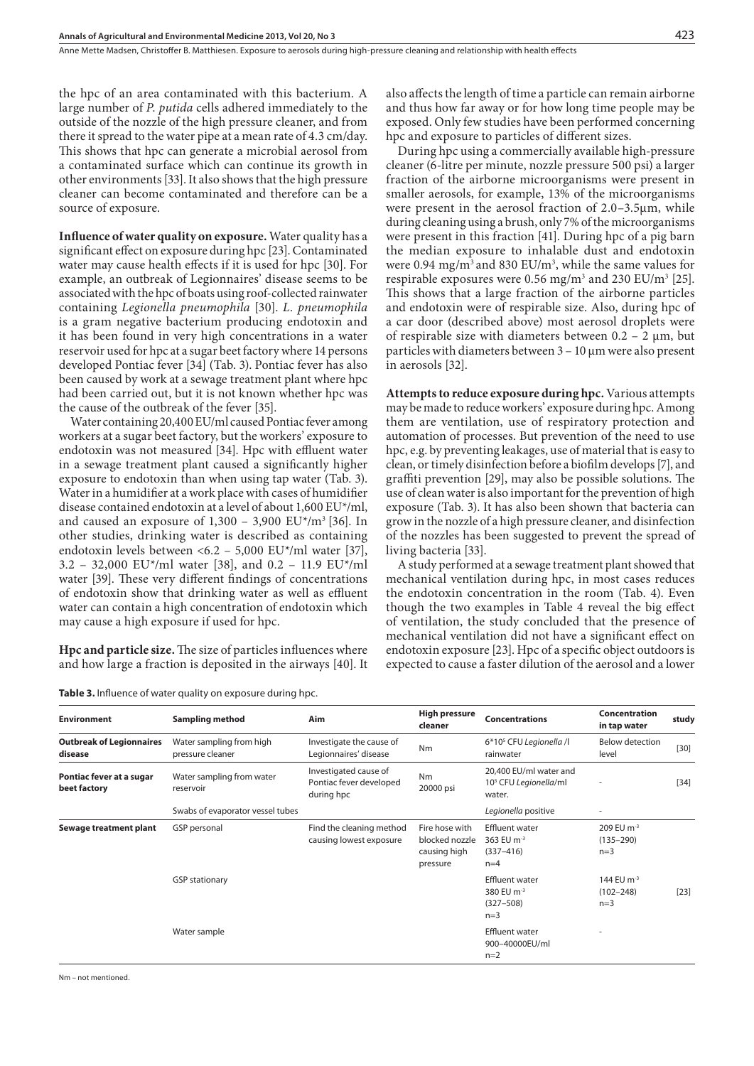the hpc of an area contaminated with this bacterium. A large number of *P. putida* cells adhered immediately to the outside of the nozzle of the high pressure cleaner, and from there it spread to the water pipe at a mean rate of 4.3 cm/day. This shows that hpc can generate a microbial aerosol from a contaminated surface which can continue its growth in other environments [33]. It also shows that the high pressure cleaner can become contaminated and therefore can be a source of exposure.

**Influence of water quality on exposure.** Water quality has a significant effect on exposure during hpc [23]. Contaminated water may cause health effects if it is used for hpc [30]. For example, an outbreak of Legionnaires' disease seems to be associated with the hpc of boats using roof-collected rainwater containing *Legionella pneumophila* [30]. *L. pneumophila* is a gram negative bacterium producing endotoxin and it has been found in very high concentrations in a water reservoir used for hpc at a sugar beet factory where 14 persons developed Pontiac fever [34] (Tab. 3). Pontiac fever has also been caused by work at a sewage treatment plant where hpc had been carried out, but it is not known whether hpc was the cause of the outbreak of the fever [35].

Water containing 20,400 EU/ml caused Pontiac fever among workers at a sugar beet factory, but the workers' exposure to endotoxin was not measured [34]. Hpc with effluent water in a sewage treatment plant caused a significantly higher exposure to endotoxin than when using tap water (Tab. 3). Water in a humidifier at a work place with cases of humidifier disease contained endotoxin at a level of about 1,600 EU*/ml, and caused an exposure of 1,300 – 3,900 EU*/m$^3$ [36]. In other studies, drinking water is described as containing endotoxin levels between <6.2 – 5,000 EU*/ml water [37], 3.2 – 32,000 EU*/ml water [38], and 0.2 – 11.9 EU*/ml water [39]. These very different findings of concentrations of endotoxin show that drinking water as well as effluent water can contain a high concentration of endotoxin which may cause a high exposure if used for hpc.

**Hpc and particle size.** The size of particles influences where and how large a fraction is deposited in the airways [40]. It also affects the length of time a particle can remain airborne and thus how far away or for how long time people may be exposed. Only few studies have been performed concerning hpc and exposure to particles of different sizes.

During hpc using a commercially available high-pressure cleaner (6-litre per minute, nozzle pressure 500 psi) a larger fraction of the airborne microorganisms were present in smaller aerosols, for example, 13% of the microorganisms were present in the aerosol fraction of 2.0–3.5µm, while during cleaning using a brush, only 7% of the microorganisms were present in this fraction [41]. During hpc of a pig barn the median exposure to inhalable dust and endotoxin were 0.94 mg/m$^3$ and 830 EU/m$^3$, while the same values for respirable exposures were 0.56 mg/m$^3$ and 230 EU/m$^3$ [25]. This shows that a large fraction of the airborne particles and endotoxin were of respirable size. Also, during hpc of a car door (described above) most aerosol droplets were of respirable size with diameters between 0.2 – 2 µm, but particles with diameters between 3 – 10 µm were also present in aerosols [32].

**Attempts to reduce exposure during hpc.** Various attempts may be made to reduce workers' exposure during hpc. Among them are ventilation, use of respiratory protection and automation of processes. But prevention of the need to use hpc, e.g. by preventing leakages, use of material that is easy to clean, or timely disinfection before a biofilm develops [7], and graffiti prevention [29], may also be possible solutions. The use of clean water is also important for the prevention of high exposure (Tab. 3). It has also been shown that bacteria can grow in the nozzle of a high pressure cleaner, and disinfection of the nozzles has been suggested to prevent the spread of living bacteria [33].

A study performed at a sewage treatment plant showed that mechanical ventilation during hpc, in most cases reduces the endotoxin concentration in the room (Tab. 4). Even though the two examples in Table 4 reveal the big effect of ventilation, the study concluded that the presence of mechanical ventilation did not have a significant effect on endotoxin exposure [23]. Hpc of a specific object outdoors is expected to cause a faster dilution of the aerosol and a lower

**Table 3.** Influence of water quality on exposure during hpc.

| Environment | Sampling method | Aim | High pressure cleaner | Concentrations | Concentration in tap water | study |
|---|---|---|---|---|---|---|
| **Outbreak of Legionnaires disease** | Water sampling from high pressure cleaner | Investigate the cause of Legionnaires' disease | Nm | 6*10$^5$ CFU *Legionella* /l rainwater | Below detection level | [30] |
| **Pontiac fever at a sugar beet factory** | Water sampling from water reservoir | Investigated cause of Pontiac fever developed during hpc | Nm 20000 psi | 20,400 EU/ml water and 10$^5$ CFU *Legionella*/ml water. | - | [34] |
| | Swabs of evaporator vessel tubes | | | *Legionella* positive | - | |
| **Sewage treatment plant** | GSP personal | Find the cleaning method causing lowest exposure | Fire hose with blocked nozzle causing high pressure | Effluent water 363 EU m$^{-3}$ (337–416) n=4 | 209 EU m$^{-3}$ (135–290) n=3 | |
| | GSP stationary | | | Effluent water 380 EU m$^{-3}$ (327–508) n=3 | 144 EU m$^{-3}$ (102–248) n=3 | [23] |
| | Water sample | | | Effluent water 900–40000EU/ml n=2 | - | |

Nm – not mentioned.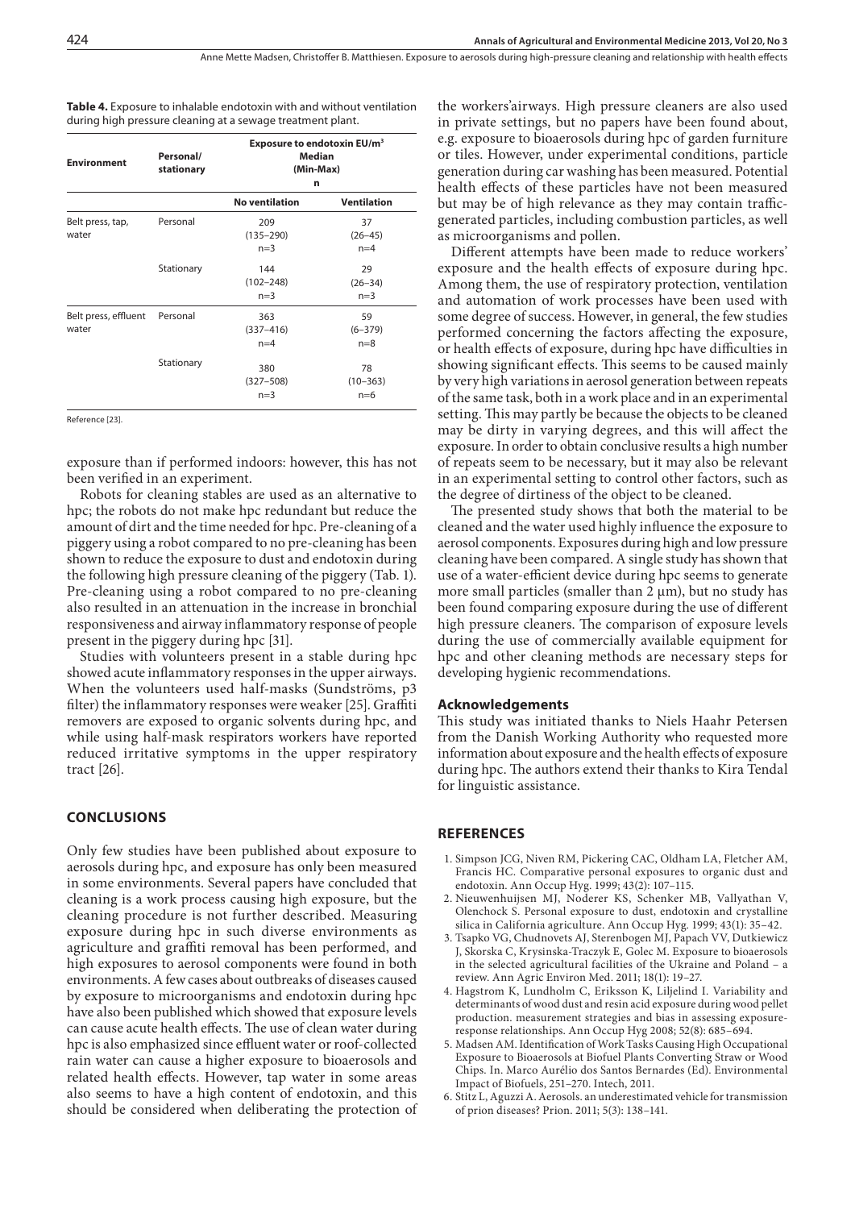**Table 4.** Exposure to inhalable endotoxin with and without ventilation during high pressure cleaning at a sewage treatment plant.

| Environment | Personal/ stationary | Exposure to endotoxin EU/m$^3$ Median (Min-Max) n | |
|---|---|---|---|
| | | **No ventilation** | **Ventilation** |
| Belt press, tap, water | Personal | 209 (135–290) n=3 | 37 (26–45) n=4 |
| | Stationary | 144 (102–248) n=3 | 29 (26–34) n=3 |
| Belt press, effluent water | Personal | 363 (337–416) n=4 | 59 (6–379) n=8 |
| | Stationary | 380 (327–508) n=3 | 78 (10–363) n=6 |

Reference [23].

exposure than if performed indoors: however, this has not been verified in an experiment.

Robots for cleaning stables are used as an alternative to hpc; the robots do not make hpc redundant but reduce the amount of dirt and the time needed for hpc. Pre-cleaning of a piggery using a robot compared to no pre-cleaning has been shown to reduce the exposure to dust and endotoxin during the following high pressure cleaning of the piggery (Tab. 1). Pre-cleaning using a robot compared to no pre-cleaning also resulted in an attenuation in the increase in bronchial responsiveness and airway inflammatory response of people present in the piggery during hpc [31].

Studies with volunteers present in a stable during hpc showed acute inflammatory responses in the upper airways. When the volunteers used half-masks (Sundströms, p3 filter) the inflammatory responses were weaker [25]. Graffiti removers are exposed to organic solvents during hpc, and while using half-mask respirators workers have reported reduced irritative symptoms in the upper respiratory tract [26].

## CONCLUSIONS

Only few studies have been published about exposure to aerosols during hpc, and exposure has only been measured in some environments. Several papers have concluded that cleaning is a work process causing high exposure, but the cleaning procedure is not further described. Measuring exposure during hpc in such diverse environments as agriculture and graffiti removal has been performed, and high exposures to aerosol components were found in both environments. A few cases about outbreaks of diseases caused by exposure to microorganisms and endotoxin during hpc have also been published which showed that exposure levels can cause acute health effects. The use of clean water during hpc is also emphasized since effluent water or roof-collected rain water can cause a higher exposure to bioaerosols and related health effects. However, tap water in some areas also seems to have a high content of endotoxin, and this should be considered when deliberating the protection of the workers'airways. High pressure cleaners are also used in private settings, but no papers have been found about, e.g. exposure to bioaerosols during hpc of garden furniture or tiles. However, under experimental conditions, particle generation during car washing has been measured. Potential health effects of these particles have not been measured but may be of high relevance as they may contain traffic-generated particles, including combustion particles, as well as microorganisms and pollen.

Different attempts have been made to reduce workers' exposure and the health effects of exposure during hpc. Among them, the use of respiratory protection, ventilation and automation of work processes have been used with some degree of success. However, in general, the few studies performed concerning the factors affecting the exposure, or health effects of exposure, during hpc have difficulties in showing significant effects. This seems to be caused mainly by very high variations in aerosol generation between repeats of the same task, both in a work place and in an experimental setting. This may partly be because the objects to be cleaned may be dirty in varying degrees, and this will affect the exposure. In order to obtain conclusive results a high number of repeats seem to be necessary, but it may also be relevant in an experimental setting to control other factors, such as the degree of dirtiness of the object to be cleaned.

The presented study shows that both the material to be cleaned and the water used highly influence the exposure to aerosol components. Exposures during high and low pressure cleaning have been compared. A single study has shown that use of a water-efficient device during hpc seems to generate more small particles (smaller than 2 µm), but no study has been found comparing exposure during the use of different high pressure cleaners. The comparison of exposure levels during the use of commercially available equipment for hpc and other cleaning methods are necessary steps for developing hygienic recommendations.

### Acknowledgements

This study was initiated thanks to Niels Haahr Petersen from the Danish Working Authority who requested more information about exposure and the health effects of exposure during hpc. The authors extend their thanks to Kira Tendal for linguistic assistance.

## REFERENCES

1. Simpson JCG, Niven RM, Pickering CAC, Oldham LA, Fletcher AM, Francis HC. Comparative personal exposures to organic dust and endotoxin. Ann Occup Hyg. 1999; 43(2): 107–115.
2. Nieuwenhuijsen MJ, Noderer KS, Schenker MB, Vallyathan V, Olenchock S. Personal exposure to dust, endotoxin and crystalline silica in California agriculture. Ann Occup Hyg. 1999; 43(1): 35–42.
3. Tsapko VG, Chudnovets AJ, Sterenbogen MJ, Papach VV, Dutkiewicz J, Skorska C, Krysinska-Traczyk E, Golec M. Exposure to bioaerosols in the selected agricultural facilities of the Ukraine and Poland – a review. Ann Agric Environ Med. 2011; 18(1): 19–27.
4. Hagstrom K, Lundholm C, Eriksson K, Liljelind I. Variability and determinants of wood dust and resin acid exposure during wood pellet production. measurement strategies and bias in assessing exposure-response relationships. Ann Occup Hyg 2008; 52(8): 685–694.
5. Madsen AM. Identification of Work Tasks Causing High Occupational Exposure to Bioaerosols at Biofuel Plants Converting Straw or Wood Chips. In. Marco Aurélio dos Santos Bernardes (Ed). Environmental Impact of Biofuels, 251–270. Intech, 2011.
6. Stitz L, Aguzzi A. Aerosols. an underestimated vehicle for transmission of prion diseases? Prion. 2011; 5(3): 138–141.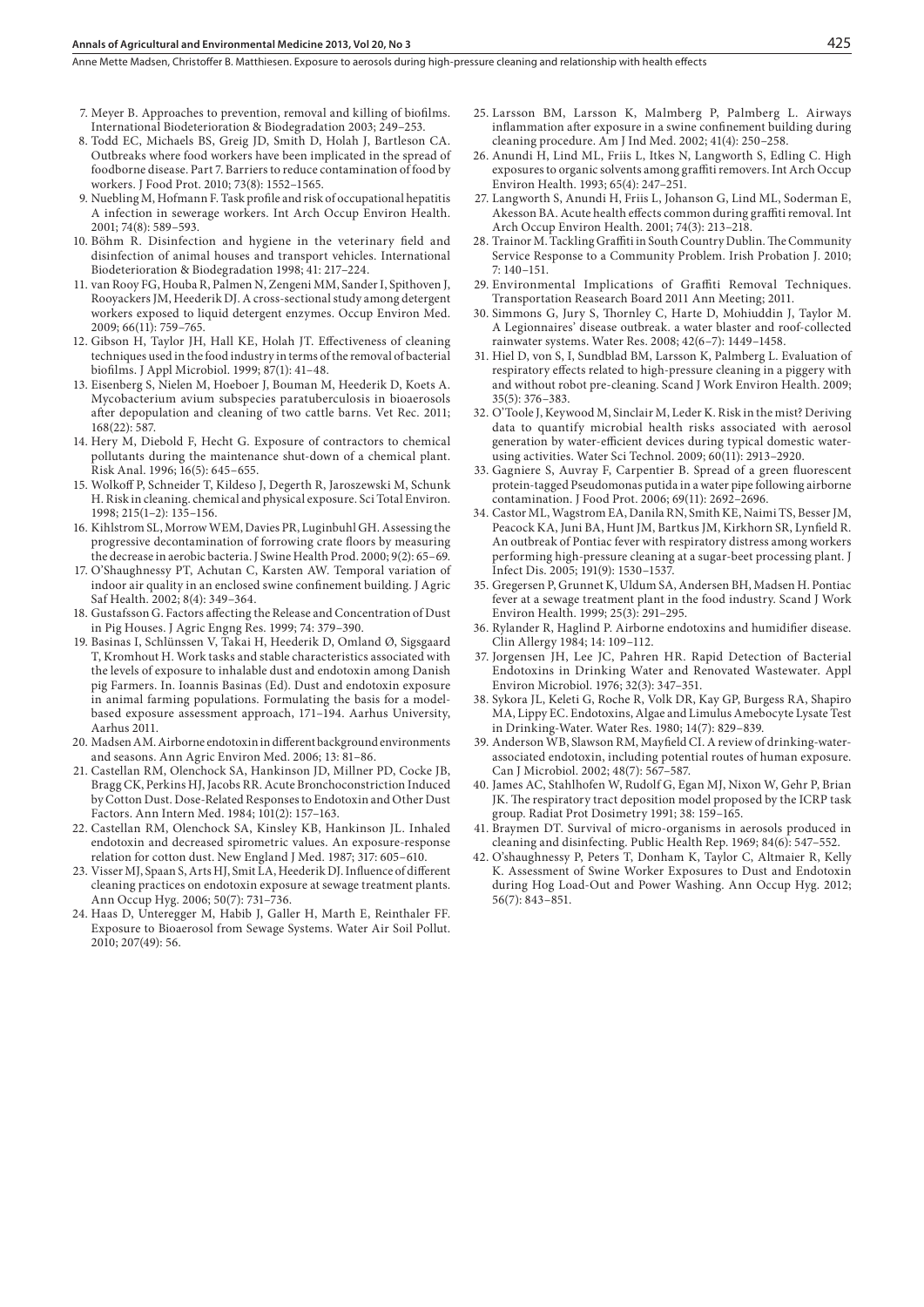7. Meyer B. Approaches to prevention, removal and killing of biofilms. International Biodeterioration & Biodegradation 2003; 249–253.
8. Todd EC, Michaels BS, Greig JD, Smith D, Holah J, Bartleson CA. Outbreaks where food workers have been implicated in the spread of foodborne disease. Part 7. Barriers to reduce contamination of food by workers. J Food Prot. 2010; 73(8): 1552–1565.
9. Nuebling M, Hofmann F. Task profile and risk of occupational hepatitis A infection in sewerage workers. Int Arch Occup Environ Health. 2001; 74(8): 589–593.
10. Böhm R. Disinfection and hygiene in the veterinary field and disinfection of animal houses and transport vehicles. International Biodeterioration & Biodegradation 1998; 41: 217–224.
11. van Rooy FG, Houba R, Palmen N, Zengeni MM, Sander I, Spithoven J, Rooyackers JM, Heederik DJ. A cross-sectional study among detergent workers exposed to liquid detergent enzymes. Occup Environ Med. 2009; 66(11): 759–765.
12. Gibson H, Taylor JH, Hall KE, Holah JT. Effectiveness of cleaning techniques used in the food industry in terms of the removal of bacterial biofilms. J Appl Microbiol. 1999; 87(1): 41–48.
13. Eisenberg S, Nielen M, Hoeboer J, Bouman M, Heederik D, Koets A. Mycobacterium avium subspecies paratuberculosis in bioaerosols after depopulation and cleaning of two cattle barns. Vet Rec. 2011; 168(22): 587.
14. Hery M, Diebold F, Hecht G. Exposure of contractors to chemical pollutants during the maintenance shut-down of a chemical plant. Risk Anal. 1996; 16(5): 645–655.
15. Wolkoff P, Schneider T, Kildeso J, Degerth R, Jaroszewski M, Schunk H. Risk in cleaning. chemical and physical exposure. Sci Total Environ. 1998; 215(1–2): 135–156.
16. Kihlstrom SL, Morrow WEM, Davies PR, Luginbuhl GH. Assessing the progressive decontamination of forrowing crate floors by measuring the decrease in aerobic bacteria. J Swine Health Prod. 2000; 9(2): 65–69.
17. O'Shaughnessy PT, Achutan C, Karsten AW. Temporal variation of indoor air quality in an enclosed swine confinement building. J Agric Saf Health. 2002; 8(4): 349–364.
18. Gustafsson G. Factors affecting the Release and Concentration of Dust in Pig Houses. J Agric Engng Res. 1999; 74: 379–390.
19. Basinas I, Schlünssen V, Takai H, Heederik D, Omland Ø, Sigsgaard T, Kromhout H. Work tasks and stable characteristics associated with the levels of exposure to inhalable dust and endotoxin among Danish pig Farmers. In. Ioannis Basinas (Ed). Dust and endotoxin exposure in animal farming populations. Formulating the basis for a model-based exposure assessment approach, 171–194. Aarhus University, Aarhus 2011.
20. Madsen AM. Airborne endotoxin in different background environments and seasons. Ann Agric Environ Med. 2006; 13: 81–86.
21. Castellan RM, Olenchock SA, Hankinson JD, Millner PD, Cocke JB, Bragg CK, Perkins HJ, Jacobs RR. Acute Bronchoconstriction Induced by Cotton Dust. Dose-Related Responses to Endotoxin and Other Dust Factors. Ann Intern Med. 1984; 101(2): 157–163.
22. Castellan RM, Olenchock SA, Kinsley KB, Hankinson JL. Inhaled endotoxin and decreased spirometric values. An exposure-response relation for cotton dust. New England J Med. 1987; 317: 605–610.
23. Visser MJ, Spaan S, Arts HJ, Smit LA, Heederik DJ. Influence of different cleaning practices on endotoxin exposure at sewage treatment plants. Ann Occup Hyg. 2006; 50(7): 731–736.
24. Haas D, Unteregger M, Habib J, Galler H, Marth E, Reinthaler FF. Exposure to Bioaerosol from Sewage Systems. Water Air Soil Pollut. 2010; 207(49): 56.
25. Larsson BM, Larsson K, Malmberg P, Palmberg L. Airways inflammation after exposure in a swine confinement building during cleaning procedure. Am J Ind Med. 2002; 41(4): 250–258.
26. Anundi H, Lind ML, Friis L, Itkes N, Langworth S, Edling C. High exposures to organic solvents among graffiti removers. Int Arch Occup Environ Health. 1993; 65(4): 247–251.
27. Langworth S, Anundi H, Friis L, Johanson G, Lind ML, Soderman E, Akesson BA. Acute health effects common during graffiti removal. Int Arch Occup Environ Health. 2001; 74(3): 213–218.
28. Trainor M. Tackling Graffiti in South Country Dublin. The Community Service Response to a Community Problem. Irish Probation J. 2010; 7: 140–151.
29. Environmental Implications of Graffiti Removal Techniques. Transportation Reasearch Board 2011 Ann Meeting; 2011.
30. Simmons G, Jury S, Thornley C, Harte D, Mohiuddin J, Taylor M. A Legionnaires' disease outbreak. a water blaster and roof-collected rainwater systems. Water Res. 2008; 42(6–7): 1449–1458.
31. Hiel D, von S, I, Sundblad BM, Larsson K, Palmberg L. Evaluation of respiratory effects related to high-pressure cleaning in a piggery with and without robot pre-cleaning. Scand J Work Environ Health. 2009; 35(5): 376–383.
32. O'Toole J, Keywood M, Sinclair M, Leder K. Risk in the mist? Deriving data to quantify microbial health risks associated with aerosol generation by water-efficient devices during typical domestic water-using activities. Water Sci Technol. 2009; 60(11): 2913–2920.
33. Gagniere S, Auvray F, Carpentier B. Spread of a green fluorescent protein-tagged Pseudomonas putida in a water pipe following airborne contamination. J Food Prot. 2006; 69(11): 2692–2696.
34. Castor ML, Wagstrom EA, Danila RN, Smith KE, Naimi TS, Besser JM, Peacock KA, Juni BA, Hunt JM, Bartkus JM, Kirkhorn SR, Lynfield R. An outbreak of Pontiac fever with respiratory distress among workers performing high-pressure cleaning at a sugar-beet processing plant. J Infect Dis. 2005; 191(9): 1530–1537.
35. Gregersen P, Grunnet K, Uldum SA, Andersen BH, Madsen H. Pontiac fever at a sewage treatment plant in the food industry. Scand J Work Environ Health. 1999; 25(3): 291–295.
36. Rylander R, Haglind P. Airborne endotoxins and humidifier disease. Clin Allergy 1984; 14: 109–112.
37. Jorgensen JH, Lee JC, Pahren HR. Rapid Detection of Bacterial Endotoxins in Drinking Water and Renovated Wastewater. Appl Environ Microbiol. 1976; 32(3): 347–351.
38. Sykora JL, Keleti G, Roche R, Volk DR, Kay GP, Burgess RA, Shapiro MA, Lippy EC. Endotoxins, Algae and Limulus Amebocyte Lysate Test in Drinking-Water. Water Res. 1980; 14(7): 829–839.
39. Anderson WB, Slawson RM, Mayfield CI. A review of drinking-water-associated endotoxin, including potential routes of human exposure. Can J Microbiol. 2002; 48(7): 567–587.
40. James AC, Stahlhofen W, Rudolf G, Egan MJ, Nixon W, Gehr P, Brian JK. The respiratory tract deposition model proposed by the ICRP task group. Radiat Prot Dosimetry 1991; 38: 159–165.
41. Braymen DT. Survival of micro-organisms in aerosols produced in cleaning and disinfecting. Public Health Rep. 1969; 84(6): 547–552.
42. O'shaughnessy P, Peters T, Donham K, Taylor C, Altmaier R, Kelly K. Assessment of Swine Worker Exposures to Dust and Endotoxin during Hog Load-Out and Power Washing. Ann Occup Hyg. 2012; 56(7): 843–851.